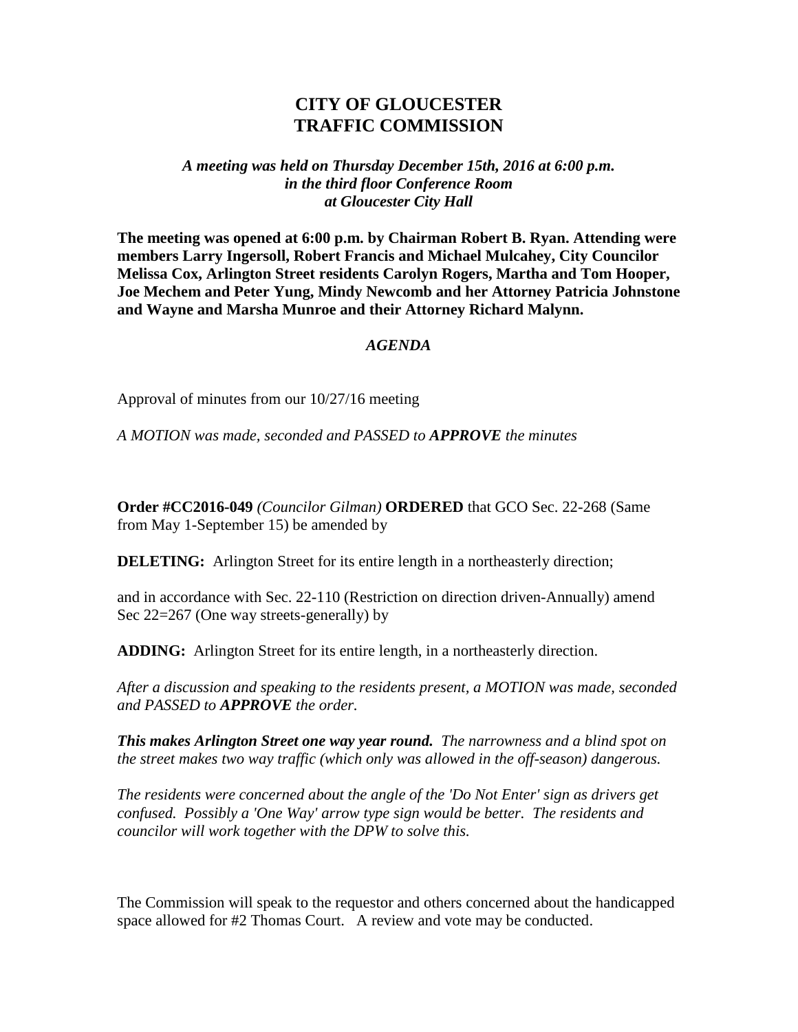# CITY OF GLOUCESTER
# TRAFFIC COMMISSION

***A meeting was held on Thursday December 15th, 2016 at 6:00 p.m.***
***in the third floor Conference Room***
***at Gloucester City Hall***

**The meeting was opened at 6:00 p.m. by Chairman Robert B. Ryan. Attending were members Larry Ingersoll, Robert Francis and Michael Mulcahey, City Councilor Melissa Cox, Arlington Street residents Carolyn Rogers, Martha and Tom Hooper, Joe Mechem and Peter Yung, Mindy Newcomb and her Attorney Patricia Johnstone and Wayne and Marsha Munroe and their Attorney Richard Malynn.**

***AGENDA***

Approval of minutes from our 10/27/16 meeting

*A MOTION was made, seconded and PASSED to* ***APPROVE*** *the minutes*

**Order #CC2016-049** *(Councilor Gilman)* **ORDERED** that GCO Sec. 22-268 (Same from May 1-September 15) be amended by

**DELETING:** Arlington Street for its entire length in a northeasterly direction;

and in accordance with Sec. 22-110 (Restriction on direction driven-Annually) amend Sec 22=267 (One way streets-generally) by

**ADDING:** Arlington Street for its entire length, in a northeasterly direction.

*After a discussion and speaking to the residents present, a MOTION was made, seconded and PASSED to* ***APPROVE*** *the order.*

***This makes Arlington Street one way year round.*** *The narrowness and a blind spot on the street makes two way traffic (which only was allowed in the off-season) dangerous.*

*The residents were concerned about the angle of the 'Do Not Enter' sign as drivers get confused. Possibly a 'One Way' arrow type sign would be better. The residents and councilor will work together with the DPW to solve this.*

The Commission will speak to the requestor and others concerned about the handicapped space allowed for #2 Thomas Court. A review and vote may be conducted.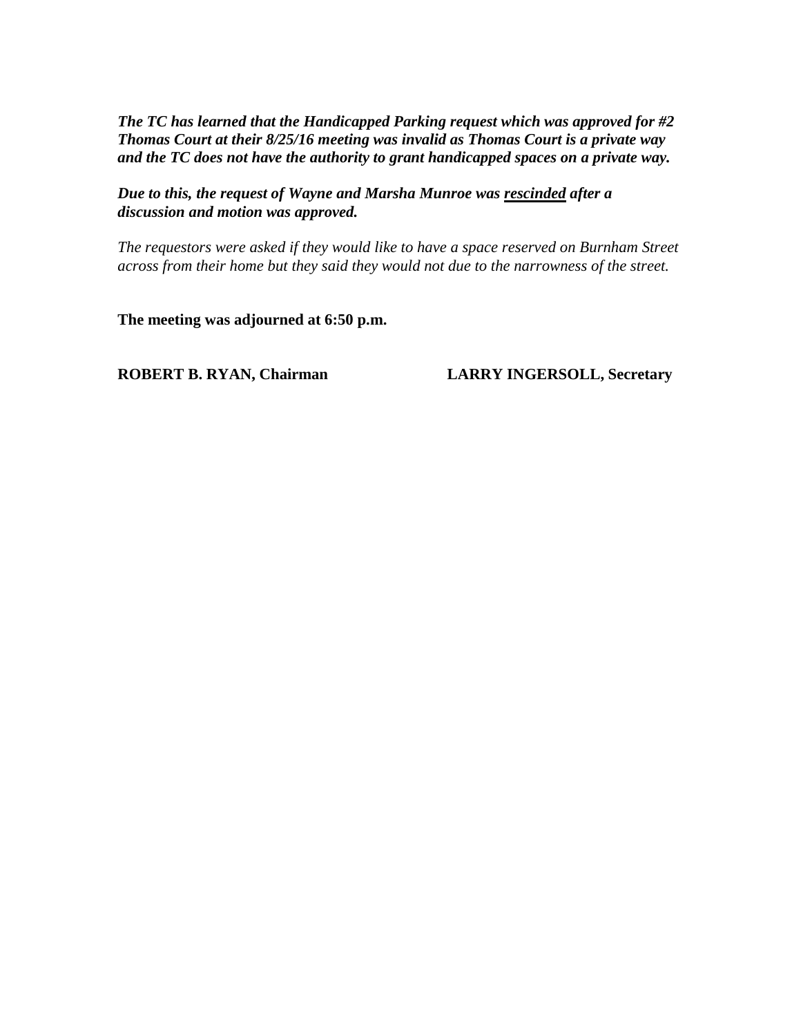***The TC has learned that the Handicapped Parking request which was approved for #2 Thomas Court at their 8/25/16 meeting was invalid as Thomas Court is a private way and the TC does not have the authority to grant handicapped spaces on a private way.***

***Due to this, the request of Wayne and Marsha Munroe was <u>rescinded</u> after a discussion and motion was approved.***

*The requestors were asked if they would like to have a space reserved on Burnham Street across from their home but they said they would not due to the narrowness of the street.*

**The meeting was adjourned at 6:50 p.m.**

**ROBERT B. RYAN, Chairman**

**LARRY INGERSOLL, Secretary**